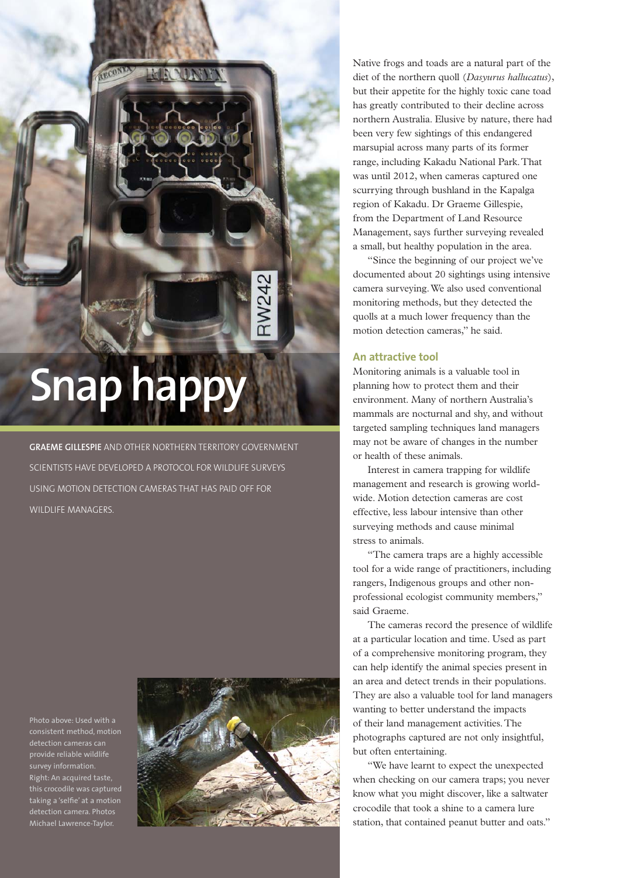# Snap happy

**GRAEME GILLESPIE** AND OTHER NORTHERN TERRITORY GOVERNMENT SCIENTISTS HAVE DEVELOPED A PROTOCOL FOR WILDLIFE SURVEYS USING MOTION DETECTION CAMERAS THAT HAS PAID OFF FOR WILDLIFE MANAGERS.

Photo above: Used with a consistent method, motion detection cameras can provide reliable wildlife survey information. Right: An acquired taste, this crocodile was captured taking a 'selfie' at a motion detection camera. Photos Michael Lawrence-Taylor.

Native frogs and toads are a natural part of the diet of the northern quoll (*Dasyurus hallucatus*), but their appetite for the highly toxic cane toad has greatly contributed to their decline across northern Australia. Elusive by nature, there had been very few sightings of this endangered marsupial across many parts of its former range, including Kakadu National Park. That was until 2012, when cameras captured one scurrying through bushland in the Kapalga region of Kakadu. Dr Graeme Gillespie, from the Department of Land Resource Management, says further surveying revealed a small, but healthy population in the area.

"Since the beginning of our project we've documented about 20 sightings using intensive camera surveying. We also used conventional monitoring methods, but they detected the quolls at a much lower frequency than the motion detection cameras," he said.

## An attractive tool

Monitoring animals is a valuable tool in planning how to protect them and their environment. Many of northern Australia's mammals are nocturnal and shy, and without targeted sampling techniques land managers may not be aware of changes in the number or health of these animals.

Interest in camera trapping for wildlife management and research is growing world-wide. Motion detection cameras are cost effective, less labour intensive than other surveying methods and cause minimal stress to animals.

"The camera traps are a highly accessible tool for a wide range of practitioners, including rangers, Indigenous groups and other non-professional ecologist community members," said Graeme.

The cameras record the presence of wildlife at a particular location and time. Used as part of a comprehensive monitoring program, they can help identify the animal species present in an area and detect trends in their populations. They are also a valuable tool for land managers wanting to better understand the impacts of their land management activities. The photographs captured are not only insightful, but often entertaining.

"We have learnt to expect the unexpected when checking on our camera traps; you never know what you might discover, like a saltwater crocodile that took a shine to a camera lure station, that contained peanut butter and oats."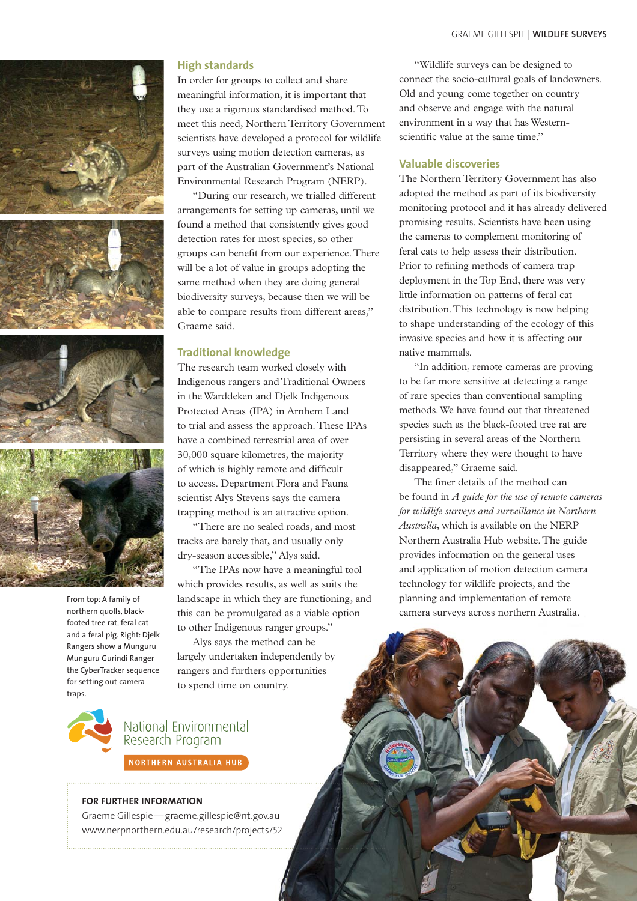## High standards

In order for groups to collect and share meaningful information, it is important that they use a rigorous standardised method. To meet this need, Northern Territory Government scientists have developed a protocol for wildlife surveys using motion detection cameras, as part of the Australian Government's National Environmental Research Program (NERP).

"During our research, we trialled different arrangements for setting up cameras, until we found a method that consistently gives good detection rates for most species, so other groups can benefit from our experience. There will be a lot of value in groups adopting the same method when they are doing general biodiversity surveys, because then we will be able to compare results from different areas," Graeme said.

## Traditional knowledge

The research team worked closely with Indigenous rangers and Traditional Owners in the Warddeken and Djelk Indigenous Protected Areas (IPA) in Arnhem Land to trial and assess the approach. These IPAs have a combined terrestrial area of over 30,000 square kilometres, the majority of which is highly remote and difficult to access. Department Flora and Fauna scientist Alys Stevens says the camera trapping method is an attractive option.

"There are no sealed roads, and most tracks are barely that, and usually only dry-season accessible," Alys said.

"The IPAs now have a meaningful tool which provides results, as well as suits the landscape in which they are functioning, and this can be promulgated as a viable option to other Indigenous ranger groups."

Alys says the method can be largely undertaken independently by rangers and furthers opportunities to spend time on country.

"Wildlife surveys can be designed to connect the socio-cultural goals of landowners. Old and young come together on country and observe and engage with the natural environment in a way that has Western-scientific value at the same time."

## Valuable discoveries

The Northern Territory Government has also adopted the method as part of its biodiversity monitoring protocol and it has already delivered promising results. Scientists have been using the cameras to complement monitoring of feral cats to help assess their distribution. Prior to refining methods of camera trap deployment in the Top End, there was very little information on patterns of feral cat distribution. This technology is now helping to shape understanding of the ecology of this invasive species and how it is affecting our native mammals.

"In addition, remote cameras are proving to be far more sensitive at detecting a range of rare species than conventional sampling methods. We have found out that threatened species such as the black-footed tree rat are persisting in several areas of the Northern Territory where they were thought to have disappeared," Graeme said.

The finer details of the method can be found in *A guide for the use of remote cameras for wildlife surveys and surveillance in Northern Australia*, which is available on the NERP Northern Australia Hub website. The guide provides information on the general uses and application of motion detection camera technology for wildlife projects, and the planning and implementation of remote camera surveys across northern Australia.

From top: A family of northern quolls, black-footed tree rat, feral cat and a feral pig. Right: Djelk Rangers show a Munguru Munguru Gurindi Ranger the CyberTracker sequence for setting out camera traps.

National Environmental Research Program
NORTHERN AUSTRALIA HUB

**FOR FURTHER INFORMATION**

Graeme Gillespie—graeme.gillespie@nt.gov.au
www.nerpnorthern.edu.au/research/projects/52